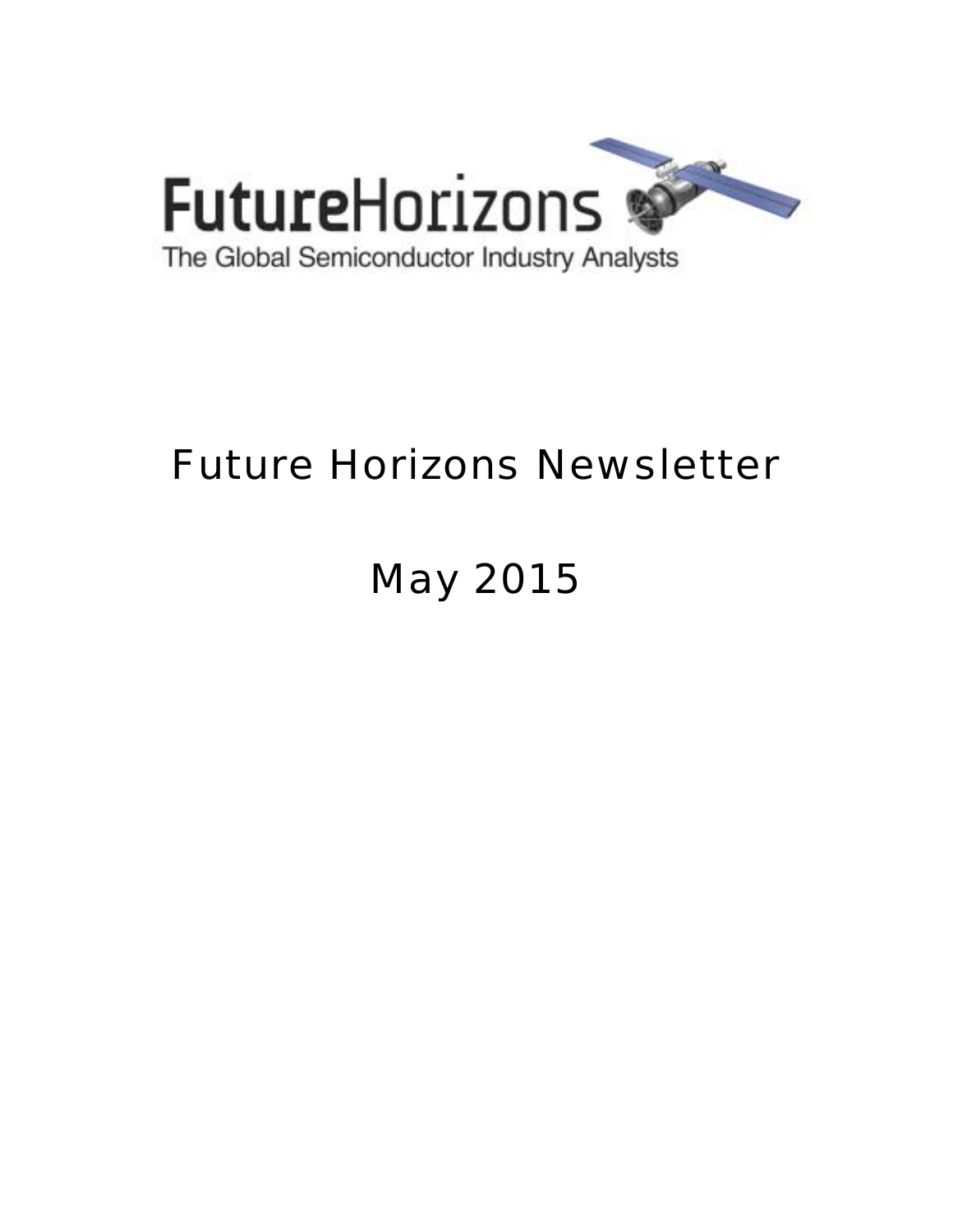FutureHorizons

The Global Semiconductor Industry Analysts

# Future Horizons Newsletter

## May 2015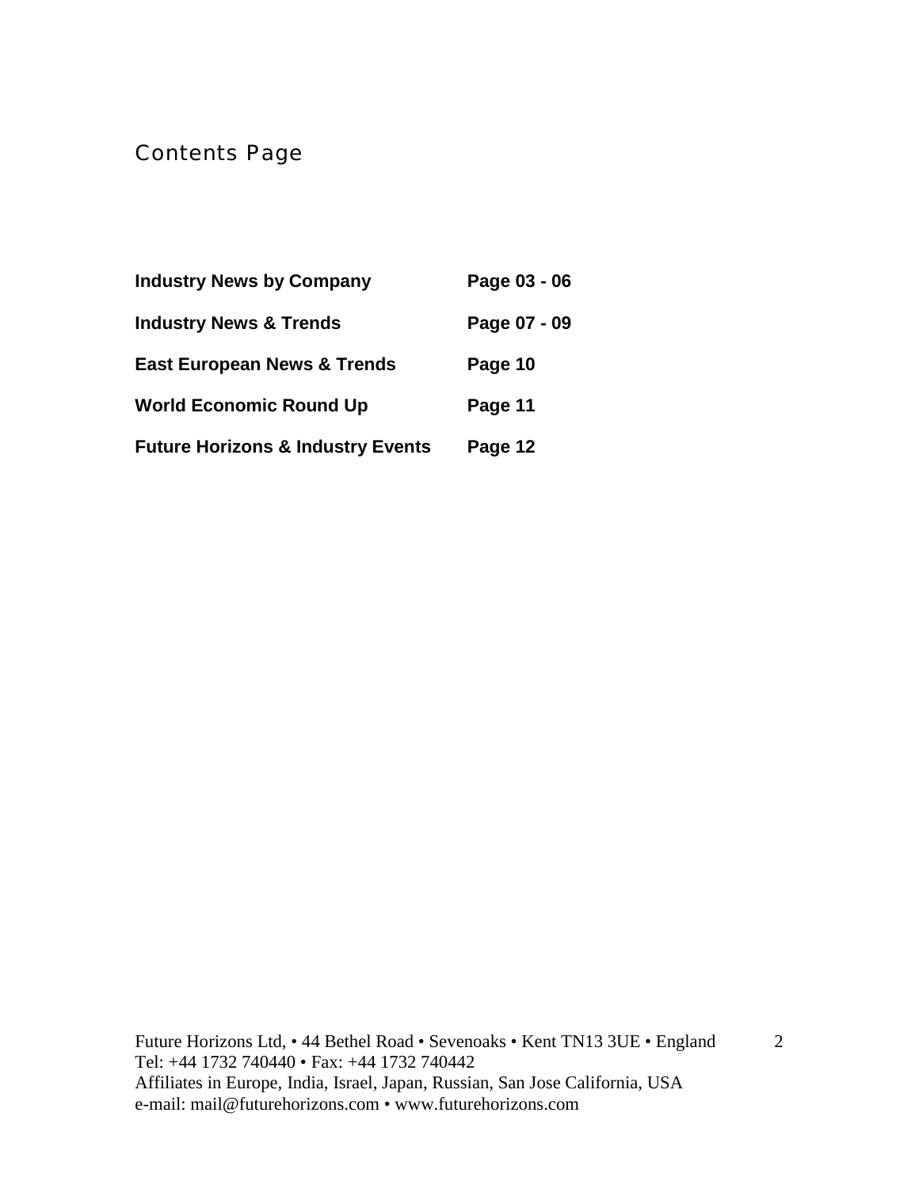# Contents Page

| | |
|---|---|
| **Industry News by Company** | **Page 03 - 06** |
| **Industry News & Trends** | **Page 07 - 09** |
| **East European News & Trends** | **Page 10** |
| **World Economic Round Up** | **Page 11** |
| **Future Horizons & Industry Events** | **Page 12** |

Future Horizons Ltd, • 44 Bethel Road • Sevenoaks • Kent TN13 3UE • England
Tel: +44 1732 740440 • Fax: +44 1732 740442
Affiliates in Europe, India, Israel, Japan, Russian, San Jose California, USA
e-mail: mail@futurehorizons.com • www.futurehorizons.com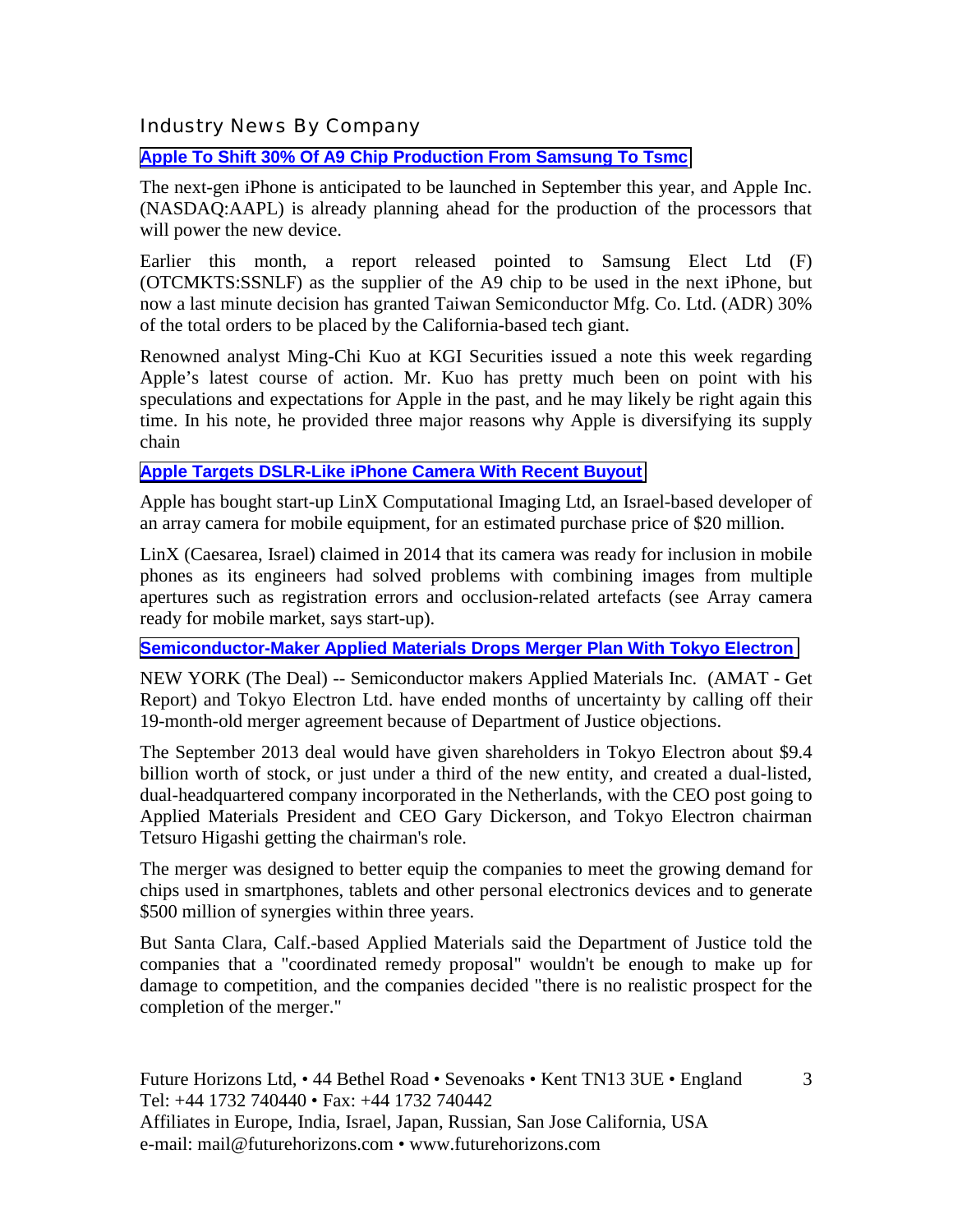## Industry News By Company

### Apple To Shift 30% Of A9 Chip Production From Samsung To Tsmc

The next-gen iPhone is anticipated to be launched in September this year, and Apple Inc. (NASDAQ:AAPL) is already planning ahead for the production of the processors that will power the new device.

Earlier this month, a report released pointed to Samsung Elect Ltd (F) (OTCMKTS:SSNLF) as the supplier of the A9 chip to be used in the next iPhone, but now a last minute decision has granted Taiwan Semiconductor Mfg. Co. Ltd. (ADR) 30% of the total orders to be placed by the California-based tech giant.

Renowned analyst Ming-Chi Kuo at KGI Securities issued a note this week regarding Apple's latest course of action. Mr. Kuo has pretty much been on point with his speculations and expectations for Apple in the past, and he may likely be right again this time. In his note, he provided three major reasons why Apple is diversifying its supply chain

### Apple Targets DSLR-Like iPhone Camera With Recent Buyout

Apple has bought start-up LinX Computational Imaging Ltd, an Israel-based developer of an array camera for mobile equipment, for an estimated purchase price of $20 million.

LinX (Caesarea, Israel) claimed in 2014 that its camera was ready for inclusion in mobile phones as its engineers had solved problems with combining images from multiple apertures such as registration errors and occlusion-related artefacts (see Array camera ready for mobile market, says start-up).

### Semiconductor-Maker Applied Materials Drops Merger Plan With Tokyo Electron

NEW YORK (The Deal) -- Semiconductor makers Applied Materials Inc. (AMAT - Get Report) and Tokyo Electron Ltd. have ended months of uncertainty by calling off their 19-month-old merger agreement because of Department of Justice objections.

The September 2013 deal would have given shareholders in Tokyo Electron about $9.4 billion worth of stock, or just under a third of the new entity, and created a dual-listed, dual-headquartered company incorporated in the Netherlands, with the CEO post going to Applied Materials President and CEO Gary Dickerson, and Tokyo Electron chairman Tetsuro Higashi getting the chairman's role.

The merger was designed to better equip the companies to meet the growing demand for chips used in smartphones, tablets and other personal electronics devices and to generate $500 million of synergies within three years.

But Santa Clara, Calf.-based Applied Materials said the Department of Justice told the companies that a "coordinated remedy proposal" wouldn't be enough to make up for damage to competition, and the companies decided "there is no realistic prospect for the completion of the merger."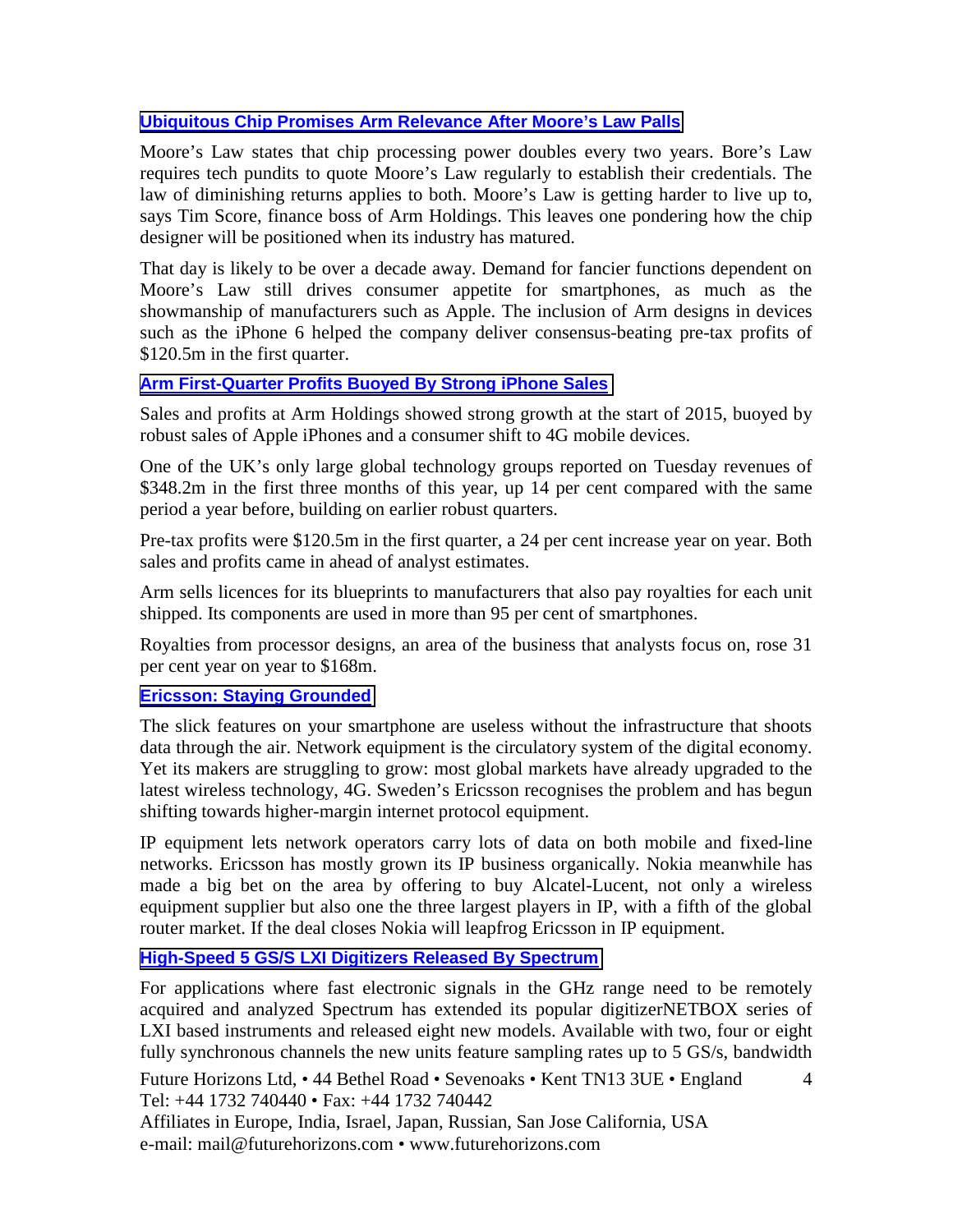### Ubiquitous Chip Promises Arm Relevance After Moore's Law Palls

Moore's Law states that chip processing power doubles every two years. Bore's Law requires tech pundits to quote Moore's Law regularly to establish their credentials. The law of diminishing returns applies to both. Moore's Law is getting harder to live up to, says Tim Score, finance boss of Arm Holdings. This leaves one pondering how the chip designer will be positioned when its industry has matured.

That day is likely to be over a decade away. Demand for fancier functions dependent on Moore's Law still drives consumer appetite for smartphones, as much as the showmanship of manufacturers such as Apple. The inclusion of Arm designs in devices such as the iPhone 6 helped the company deliver consensus-beating pre-tax profits of $120.5m in the first quarter.

### Arm First-Quarter Profits Buoyed By Strong iPhone Sales

Sales and profits at Arm Holdings showed strong growth at the start of 2015, buoyed by robust sales of Apple iPhones and a consumer shift to 4G mobile devices.

One of the UK's only large global technology groups reported on Tuesday revenues of $348.2m in the first three months of this year, up 14 per cent compared with the same period a year before, building on earlier robust quarters.

Pre-tax profits were $120.5m in the first quarter, a 24 per cent increase year on year. Both sales and profits came in ahead of analyst estimates.

Arm sells licences for its blueprints to manufacturers that also pay royalties for each unit shipped. Its components are used in more than 95 per cent of smartphones.

Royalties from processor designs, an area of the business that analysts focus on, rose 31 per cent year on year to $168m.

### Ericsson: Staying Grounded

The slick features on your smartphone are useless without the infrastructure that shoots data through the air. Network equipment is the circulatory system of the digital economy. Yet its makers are struggling to grow: most global markets have already upgraded to the latest wireless technology, 4G. Sweden's Ericsson recognises the problem and has begun shifting towards higher-margin internet protocol equipment.

IP equipment lets network operators carry lots of data on both mobile and fixed-line networks. Ericsson has mostly grown its IP business organically. Nokia meanwhile has made a big bet on the area by offering to buy Alcatel-Lucent, not only a wireless equipment supplier but also one the three largest players in IP, with a fifth of the global router market. If the deal closes Nokia will leapfrog Ericsson in IP equipment.

### High-Speed 5 GS/S LXI Digitizers Released By Spectrum

For applications where fast electronic signals in the GHz range need to be remotely acquired and analyzed Spectrum has extended its popular digitizerNETBOX series of LXI based instruments and released eight new models. Available with two, four or eight fully synchronous channels the new units feature sampling rates up to 5 GS/s, bandwidth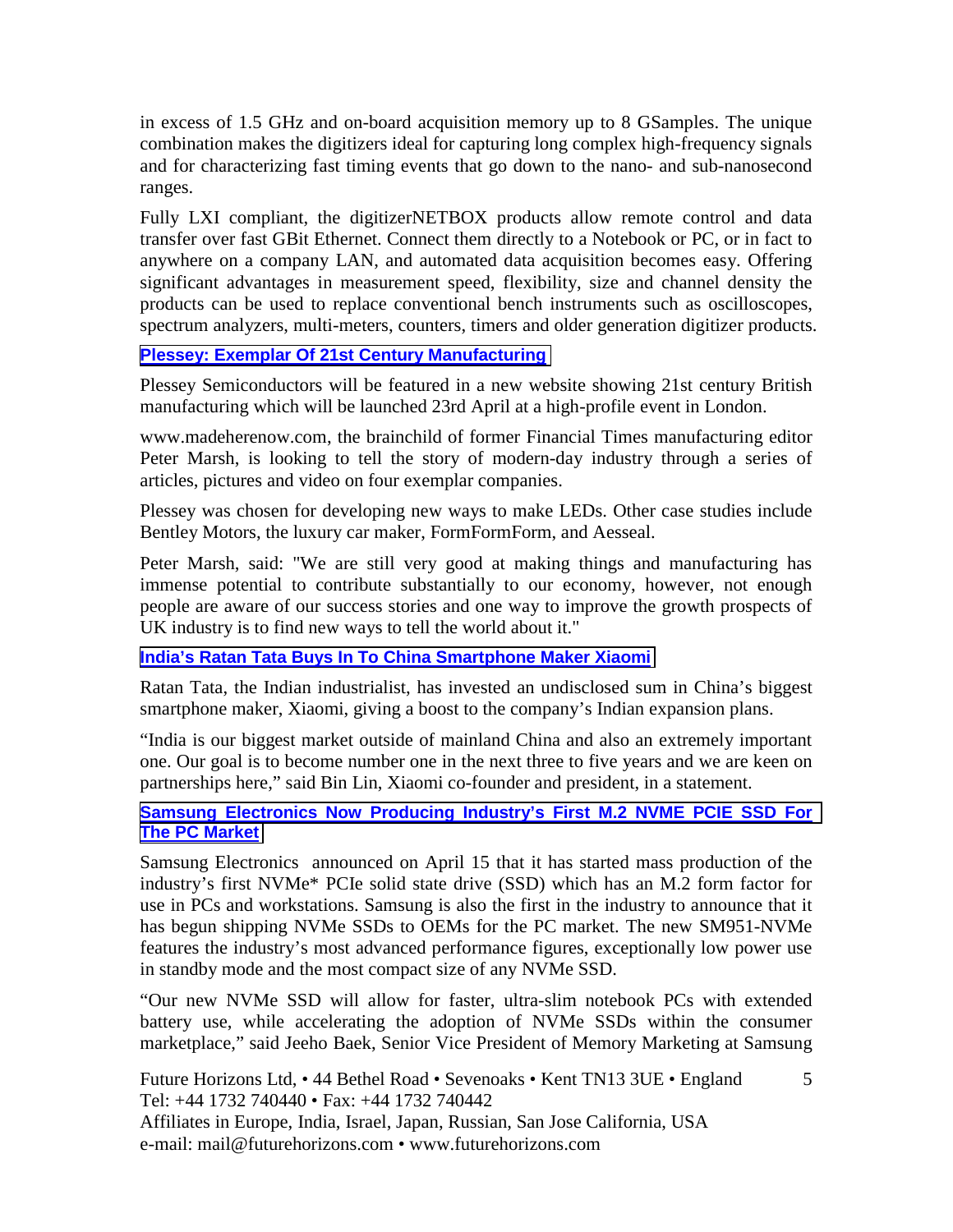in excess of 1.5 GHz and on-board acquisition memory up to 8 GSamples. The unique combination makes the digitizers ideal for capturing long complex high-frequency signals and for characterizing fast timing events that go down to the nano- and sub-nanosecond ranges.

Fully LXI compliant, the digitizerNETBOX products allow remote control and data transfer over fast GBit Ethernet. Connect them directly to a Notebook or PC, or in fact to anywhere on a company LAN, and automated data acquisition becomes easy. Offering significant advantages in measurement speed, flexibility, size and channel density the products can be used to replace conventional bench instruments such as oscilloscopes, spectrum analyzers, multi-meters, counters, timers and older generation digitizer products.

### Plessey: Exemplar Of 21st Century Manufacturing

Plessey Semiconductors will be featured in a new website showing 21st century British manufacturing which will be launched 23rd April at a high-profile event in London.

www.madeherenow.com, the brainchild of former Financial Times manufacturing editor Peter Marsh, is looking to tell the story of modern-day industry through a series of articles, pictures and video on four exemplar companies.

Plessey was chosen for developing new ways to make LEDs. Other case studies include Bentley Motors, the luxury car maker, FormFormForm, and Aesseal.

Peter Marsh, said: "We are still very good at making things and manufacturing has immense potential to contribute substantially to our economy, however, not enough people are aware of our success stories and one way to improve the growth prospects of UK industry is to find new ways to tell the world about it."

### India's Ratan Tata Buys In To China Smartphone Maker Xiaomi

Ratan Tata, the Indian industrialist, has invested an undisclosed sum in China's biggest smartphone maker, Xiaomi, giving a boost to the company's Indian expansion plans.

"India is our biggest market outside of mainland China and also an extremely important one. Our goal is to become number one in the next three to five years and we are keen on partnerships here," said Bin Lin, Xiaomi co-founder and president, in a statement.

### Samsung Electronics Now Producing Industry's First M.2 NVME PCIE SSD For The PC Market

Samsung Electronics announced on April 15 that it has started mass production of the industry's first NVMe* PCIe solid state drive (SSD) which has an M.2 form factor for use in PCs and workstations. Samsung is also the first in the industry to announce that it has begun shipping NVMe SSDs to OEMs for the PC market. The new SM951-NVMe features the industry's most advanced performance figures, exceptionally low power use in standby mode and the most compact size of any NVMe SSD.

"Our new NVMe SSD will allow for faster, ultra-slim notebook PCs with extended battery use, while accelerating the adoption of NVMe SSDs within the consumer marketplace," said Jeeho Baek, Senior Vice President of Memory Marketing at Samsung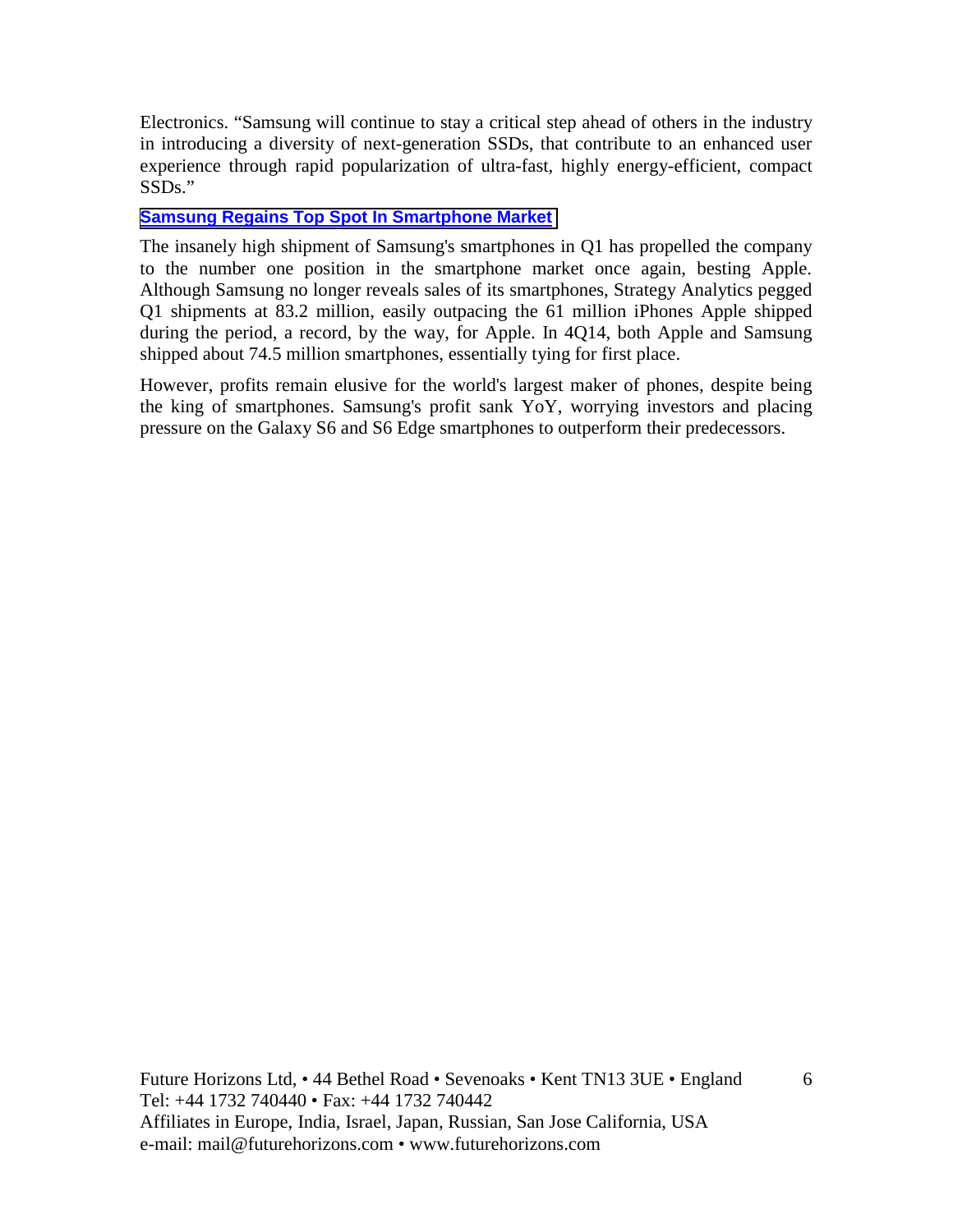Electronics. “Samsung will continue to stay a critical step ahead of others in the industry in introducing a diversity of next-generation SSDs, that contribute to an enhanced user experience through rapid popularization of ultra-fast, highly energy-efficient, compact SSDs.”

## Samsung Regains Top Spot In Smartphone Market

The insanely high shipment of Samsung's smartphones in Q1 has propelled the company to the number one position in the smartphone market once again, besting Apple. Although Samsung no longer reveals sales of its smartphones, Strategy Analytics pegged Q1 shipments at 83.2 million, easily outpacing the 61 million iPhones Apple shipped during the period, a record, by the way, for Apple. In 4Q14, both Apple and Samsung shipped about 74.5 million smartphones, essentially tying for first place.

However, profits remain elusive for the world's largest maker of phones, despite being the king of smartphones. Samsung's profit sank YoY, worrying investors and placing pressure on the Galaxy S6 and S6 Edge smartphones to outperform their predecessors.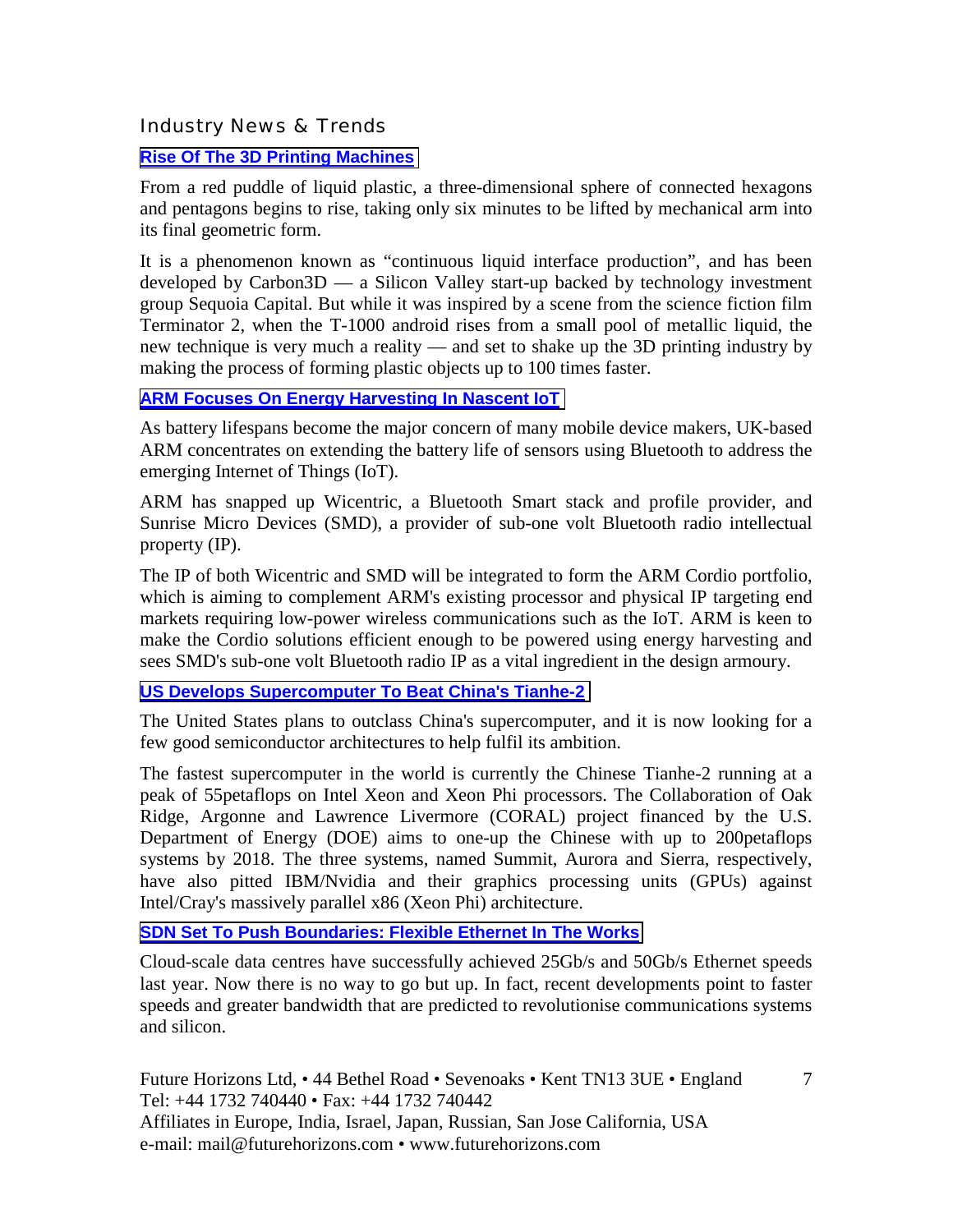## Industry News & Trends

### **Rise Of The 3D Printing Machines**

From a red puddle of liquid plastic, a three-dimensional sphere of connected hexagons and pentagons begins to rise, taking only six minutes to be lifted by mechanical arm into its final geometric form.

It is a phenomenon known as "continuous liquid interface production", and has been developed by Carbon3D — a Silicon Valley start-up backed by technology investment group Sequoia Capital. But while it was inspired by a scene from the science fiction film Terminator 2, when the T-1000 android rises from a small pool of metallic liquid, the new technique is very much a reality — and set to shake up the 3D printing industry by making the process of forming plastic objects up to 100 times faster.

### **ARM Focuses On Energy Harvesting In Nascent IoT**

As battery lifespans become the major concern of many mobile device makers, UK-based ARM concentrates on extending the battery life of sensors using Bluetooth to address the emerging Internet of Things (IoT).

ARM has snapped up Wicentric, a Bluetooth Smart stack and profile provider, and Sunrise Micro Devices (SMD), a provider of sub-one volt Bluetooth radio intellectual property (IP).

The IP of both Wicentric and SMD will be integrated to form the ARM Cordio portfolio, which is aiming to complement ARM's existing processor and physical IP targeting end markets requiring low-power wireless communications such as the IoT. ARM is keen to make the Cordio solutions efficient enough to be powered using energy harvesting and sees SMD's sub-one volt Bluetooth radio IP as a vital ingredient in the design armoury.

### **US Develops Supercomputer To Beat China's Tianhe-2**

The United States plans to outclass China's supercomputer, and it is now looking for a few good semiconductor architectures to help fulfil its ambition.

The fastest supercomputer in the world is currently the Chinese Tianhe-2 running at a peak of 55petaflops on Intel Xeon and Xeon Phi processors. The Collaboration of Oak Ridge, Argonne and Lawrence Livermore (CORAL) project financed by the U.S. Department of Energy (DOE) aims to one-up the Chinese with up to 200petaflops systems by 2018. The three systems, named Summit, Aurora and Sierra, respectively, have also pitted IBM/Nvidia and their graphics processing units (GPUs) against Intel/Cray's massively parallel x86 (Xeon Phi) architecture.

### **SDN Set To Push Boundaries: Flexible Ethernet In The Works**

Cloud-scale data centres have successfully achieved 25Gb/s and 50Gb/s Ethernet speeds last year. Now there is no way to go but up. In fact, recent developments point to faster speeds and greater bandwidth that are predicted to revolutionise communications systems and silicon.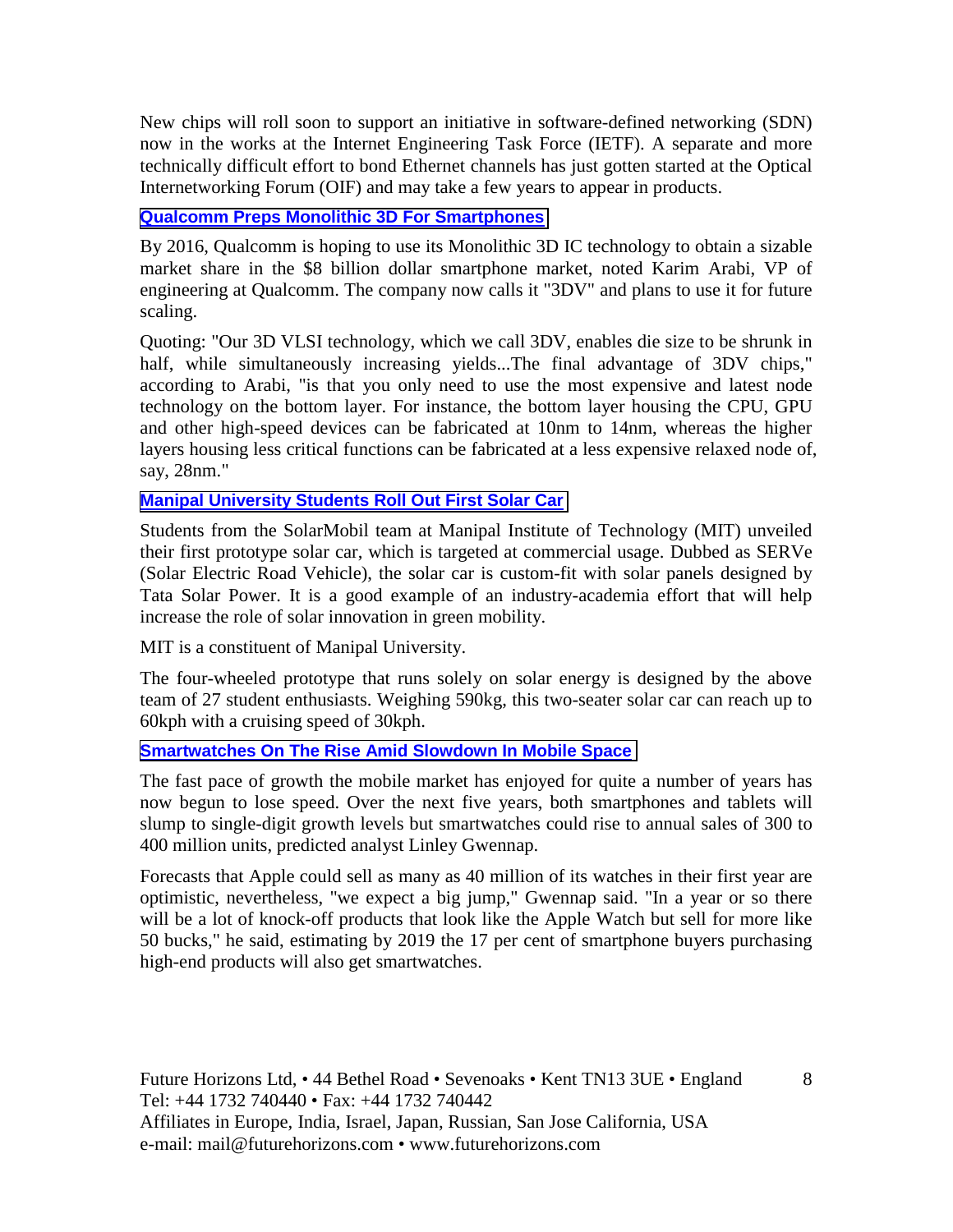New chips will roll soon to support an initiative in software-defined networking (SDN) now in the works at the Internet Engineering Task Force (IETF). A separate and more technically difficult effort to bond Ethernet channels has just gotten started at the Optical Internetworking Forum (OIF) and may take a few years to appear in products.

**Qualcomm Preps Monolithic 3D For Smartphones**

By 2016, Qualcomm is hoping to use its Monolithic 3D IC technology to obtain a sizable market share in the $8 billion dollar smartphone market, noted Karim Arabi, VP of engineering at Qualcomm. The company now calls it "3DV" and plans to use it for future scaling.

Quoting: "Our 3D VLSI technology, which we call 3DV, enables die size to be shrunk in half, while simultaneously increasing yields...The final advantage of 3DV chips," according to Arabi, "is that you only need to use the most expensive and latest node technology on the bottom layer. For instance, the bottom layer housing the CPU, GPU and other high-speed devices can be fabricated at 10nm to 14nm, whereas the higher layers housing less critical functions can be fabricated at a less expensive relaxed node of, say, 28nm."

**Manipal University Students Roll Out First Solar Car**

Students from the SolarMobil team at Manipal Institute of Technology (MIT) unveiled their first prototype solar car, which is targeted at commercial usage. Dubbed as SERVe (Solar Electric Road Vehicle), the solar car is custom-fit with solar panels designed by Tata Solar Power. It is a good example of an industry-academia effort that will help increase the role of solar innovation in green mobility.

MIT is a constituent of Manipal University.

The four-wheeled prototype that runs solely on solar energy is designed by the above team of 27 student enthusiasts. Weighing 590kg, this two-seater solar car can reach up to 60kph with a cruising speed of 30kph.

**Smartwatches On The Rise Amid Slowdown In Mobile Space**

The fast pace of growth the mobile market has enjoyed for quite a number of years has now begun to lose speed. Over the next five years, both smartphones and tablets will slump to single-digit growth levels but smartwatches could rise to annual sales of 300 to 400 million units, predicted analyst Linley Gwennap.

Forecasts that Apple could sell as many as 40 million of its watches in their first year are optimistic, nevertheless, "we expect a big jump," Gwennap said. "In a year or so there will be a lot of knock-off products that look like the Apple Watch but sell for more like 50 bucks," he said, estimating by 2019 the 17 per cent of smartphone buyers purchasing high-end products will also get smartwatches.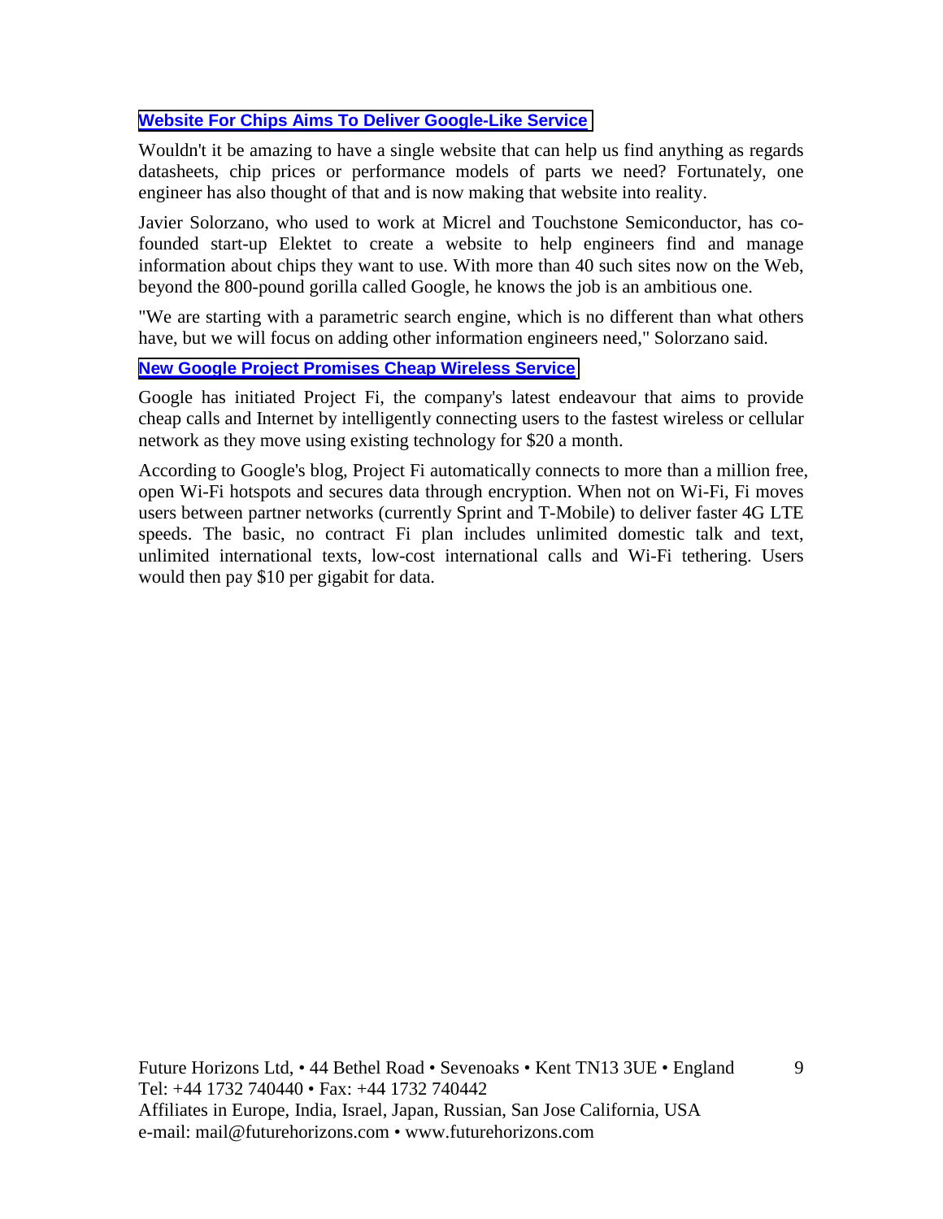## Website For Chips Aims To Deliver Google-Like Service

Wouldn't it be amazing to have a single website that can help us find anything as regards datasheets, chip prices or performance models of parts we need? Fortunately, one engineer has also thought of that and is now making that website into reality.

Javier Solorzano, who used to work at Micrel and Touchstone Semiconductor, has co-founded start-up Elektet to create a website to help engineers find and manage information about chips they want to use. With more than 40 such sites now on the Web, beyond the 800-pound gorilla called Google, he knows the job is an ambitious one.

"We are starting with a parametric search engine, which is no different than what others have, but we will focus on adding other information engineers need," Solorzano said.

## New Google Project Promises Cheap Wireless Service

Google has initiated Project Fi, the company's latest endeavour that aims to provide cheap calls and Internet by intelligently connecting users to the fastest wireless or cellular network as they move using existing technology for $20 a month.

According to Google's blog, Project Fi automatically connects to more than a million free, open Wi-Fi hotspots and secures data through encryption. When not on Wi-Fi, Fi moves users between partner networks (currently Sprint and T-Mobile) to deliver faster 4G LTE speeds. The basic, no contract Fi plan includes unlimited domestic talk and text, unlimited international texts, low-cost international calls and Wi-Fi tethering. Users would then pay $10 per gigabit for data.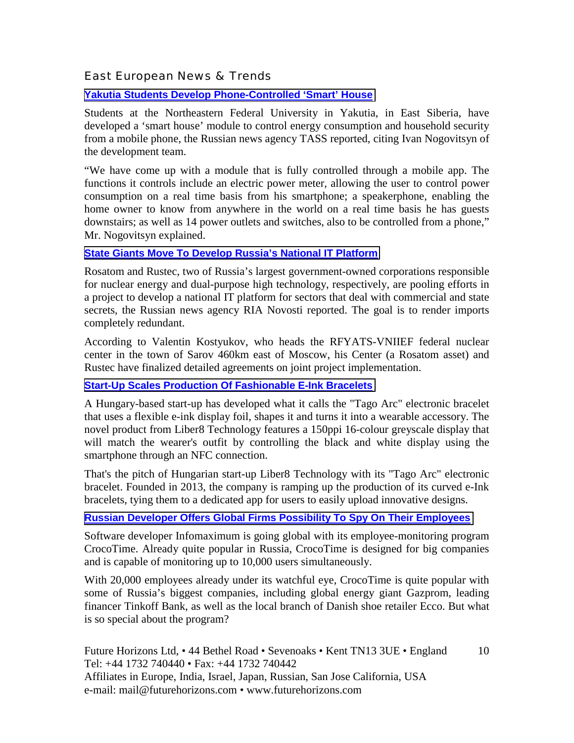## East European News & Trends

### Yakutia Students Develop Phone-Controlled 'Smart' House

Students at the Northeastern Federal University in Yakutia, in East Siberia, have developed a 'smart house' module to control energy consumption and household security from a mobile phone, the Russian news agency TASS reported, citing Ivan Nogovitsyn of the development team.

"We have come up with a module that is fully controlled through a mobile app. The functions it controls include an electric power meter, allowing the user to control power consumption on a real time basis from his smartphone; a speakerphone, enabling the home owner to know from anywhere in the world on a real time basis he has guests downstairs; as well as 14 power outlets and switches, also to be controlled from a phone," Mr. Nogovitsyn explained.

### State Giants Move To Develop Russia's National IT Platform

Rosatom and Rustec, two of Russia's largest government-owned corporations responsible for nuclear energy and dual-purpose high technology, respectively, are pooling efforts in a project to develop a national IT platform for sectors that deal with commercial and state secrets, the Russian news agency RIA Novosti reported. The goal is to render imports completely redundant.

According to Valentin Kostyukov, who heads the RFYATS-VNIIEF federal nuclear center in the town of Sarov 460km east of Moscow, his Center (a Rosatom asset) and Rustec have finalized detailed agreements on joint project implementation.

### Start-Up Scales Production Of Fashionable E-Ink Bracelets

A Hungary-based start-up has developed what it calls the "Tago Arc" electronic bracelet that uses a flexible e-ink display foil, shapes it and turns it into a wearable accessory. The novel product from Liber8 Technology features a 150ppi 16-colour greyscale display that will match the wearer's outfit by controlling the black and white display using the smartphone through an NFC connection.

That's the pitch of Hungarian start-up Liber8 Technology with its "Tago Arc" electronic bracelet. Founded in 2013, the company is ramping up the production of its curved e-Ink bracelets, tying them to a dedicated app for users to easily upload innovative designs.

### Russian Developer Offers Global Firms Possibility To Spy On Their Employees

Software developer Infomaximum is going global with its employee-monitoring program CrocoTime. Already quite popular in Russia, CrocoTime is designed for big companies and is capable of monitoring up to 10,000 users simultaneously.

With 20,000 employees already under its watchful eye, CrocoTime is quite popular with some of Russia's biggest companies, including global energy giant Gazprom, leading financer Tinkoff Bank, as well as the local branch of Danish shoe retailer Ecco. But what is so special about the program?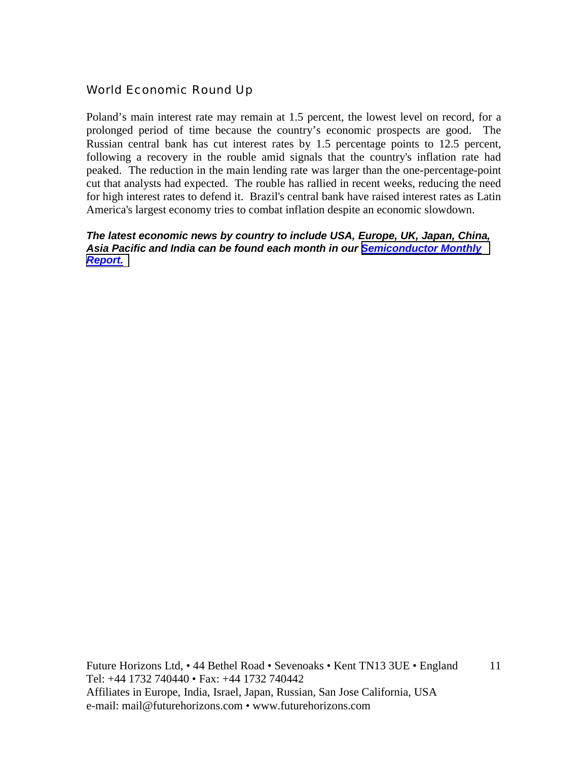## World Economic Round Up

Poland's main interest rate may remain at 1.5 percent, the lowest level on record, for a prolonged period of time because the country's economic prospects are good. The Russian central bank has cut interest rates by 1.5 percentage points to 12.5 percent, following a recovery in the rouble amid signals that the country's inflation rate had peaked. The reduction in the main lending rate was larger than the one-percentage-point cut that analysts had expected. The rouble has rallied in recent weeks, reducing the need for high interest rates to defend it. Brazil's central bank have raised interest rates as Latin America's largest economy tries to combat inflation despite an economic slowdown.

***The latest economic news by country to include USA, Europe, UK, Japan, China, Asia Pacific and India can be found each month in our Semiconductor Monthly Report.***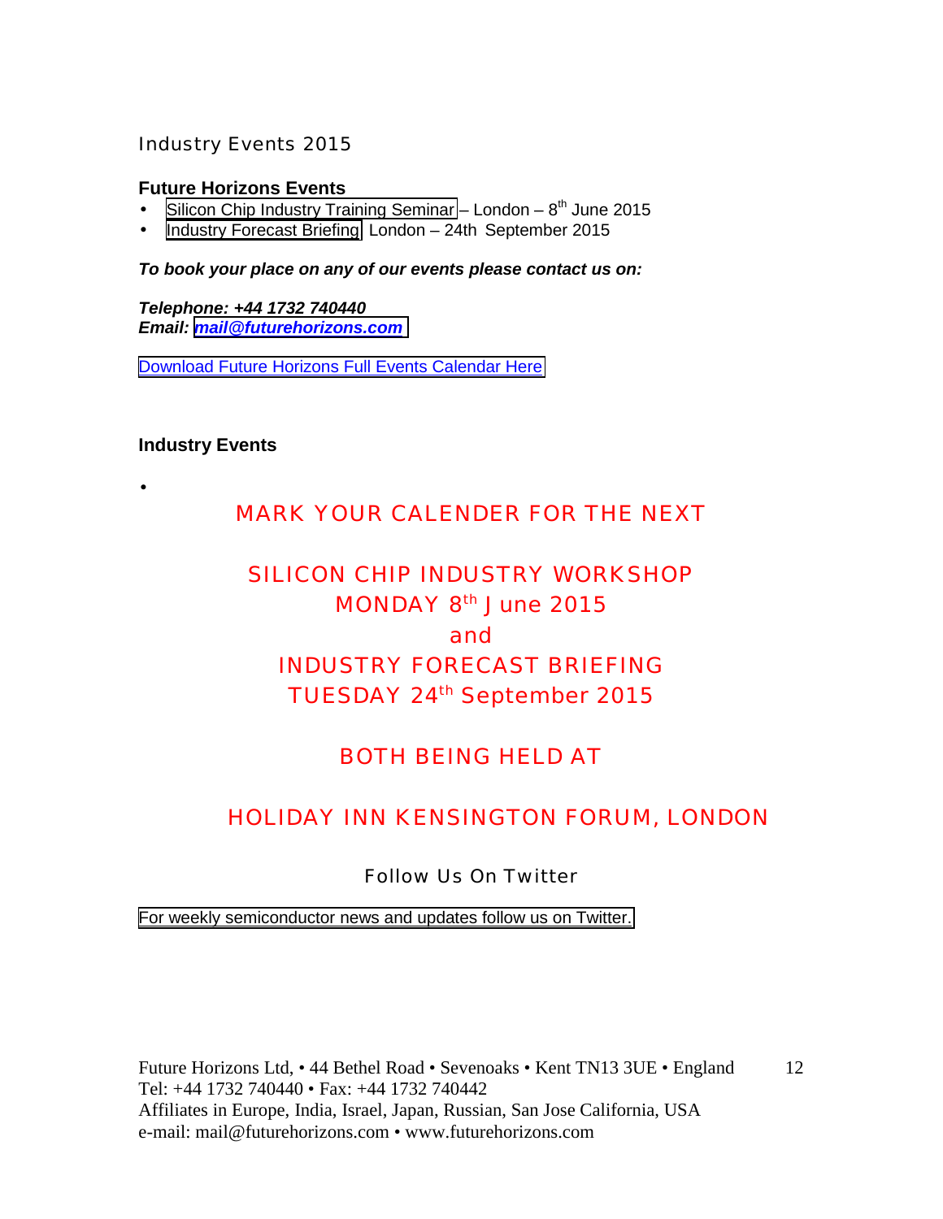## Industry Events 2015

### Future Horizons Events

- Silicon Chip Industry Training Seminar – London – 8th June 2015
- Industry Forecast Briefing London – 24th September 2015

***To book your place on any of our events please contact us on:***

***Telephone: +44 1732 740440***
***Email: mail@futurehorizons.com***

Download Future Horizons Full Events Calendar Here

### Industry Events

-

MARK YOUR CALENDER FOR THE NEXT

SILICON CHIP INDUSTRY WORKSHOP
MONDAY 8th June 2015
and
INDUSTRY FORECAST BRIEFING
TUESDAY 24th September 2015

BOTH BEING HELD AT

HOLIDAY INN KENSINGTON FORUM, LONDON

## Follow Us On Twitter

For weekly semiconductor news and updates follow us on Twitter.

Future Horizons Ltd, • 44 Bethel Road • Sevenoaks • Kent TN13 3UE • England
Tel: +44 1732 740440 • Fax: +44 1732 740442
Affiliates in Europe, India, Israel, Japan, Russian, San Jose California, USA
e-mail: mail@futurehorizons.com • www.futurehorizons.com